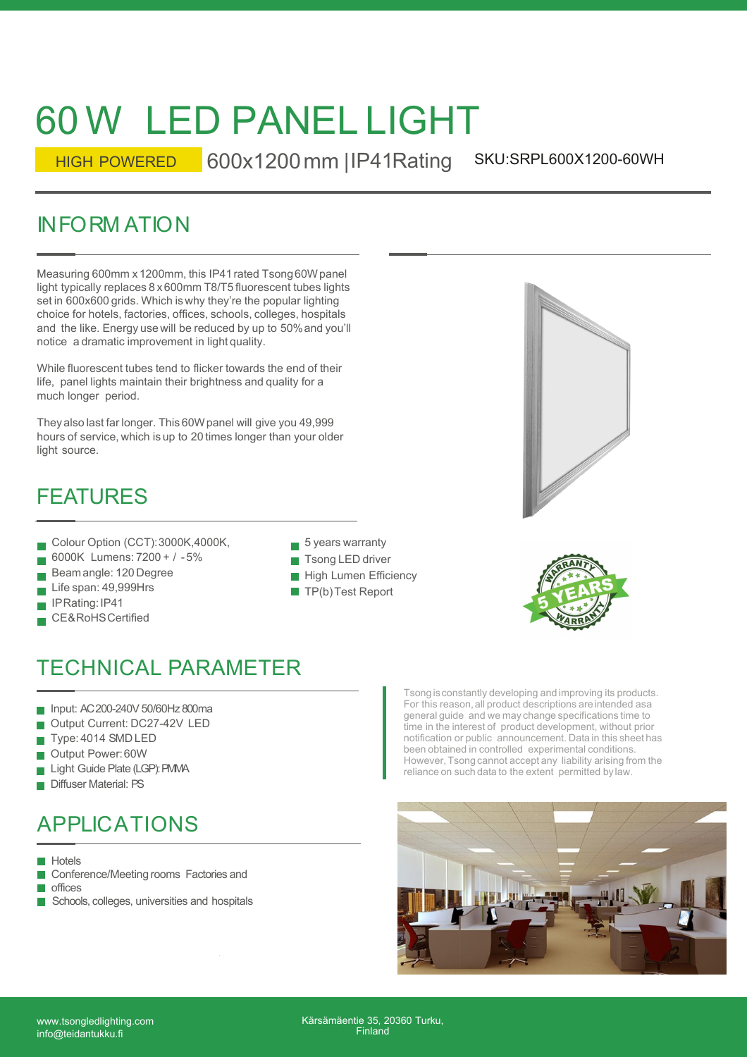# 60 W LED PANEL LIGHT

HIGH POWERED 600x1200 mm |IP41Rating SKU:SRPL600X1200-60WH

## INFORMATION

Measuring 600mm x 1200mm, this IP41 rated Tsong 60W panel light typically replaces 8 x 600mm T8/T5 fluorescent tubes lights set in 600x600 grids. Which is why they're the popular lighting choice for hotels, factories, offices, schools, colleges, hospitals and the like. Energy use will be reduced by up to 50% and you'll notice a dramatic improvement in light quality.

While fluorescent tubes tend to flicker towards the end of their life, panel lights maintain their brightness and quality for a much longer period.

They also last far longer. This 60W panel will give you 49,999 hours of service, which is up to 20 times longer than your older light source.

## FEATURES

- Colour Option (CCT): 3000K,4000K,
- 6000K Lumens: 7200 + / -5%
- Beam angle: 120 Degree
- Life span: 49,999Hrs
- IP Rating: IP41
- CE&RoHS Certified
- 5 years warranty
- Tsong LED driver
- High Lumen Efficiency
- TP(b) Test Report

## TECHNICAL PARAMETER

- Input: AC200-240V 50/60Hz 800ma
- Output Current: DC27-42V LED
- Type: 4014 SMD LED
- Output Power: 60W
- Light Guide Plate (LGP): PMMA
- Diffuser Material: PS

Tsong is constantly developing and improving its products. For this reason, all product descriptions are intended as a general guide and we may change specifications time to time in the interest of product development, without prior notification or public announcement. Data in this sheet has been obtained in controlled experimental conditions. However, Tsong cannot accept any liability arising from the reliance on such data to the extent permitted by law.

## APPLICATIONS

- Hotels
- Conference/Meeting rooms Factories and
- offices
- Schools, colleges, universities and hospitals

www.tsongledlighting.com
info@teidantukku.fi

Kärsämäentie 35, 20360 Turku, Finland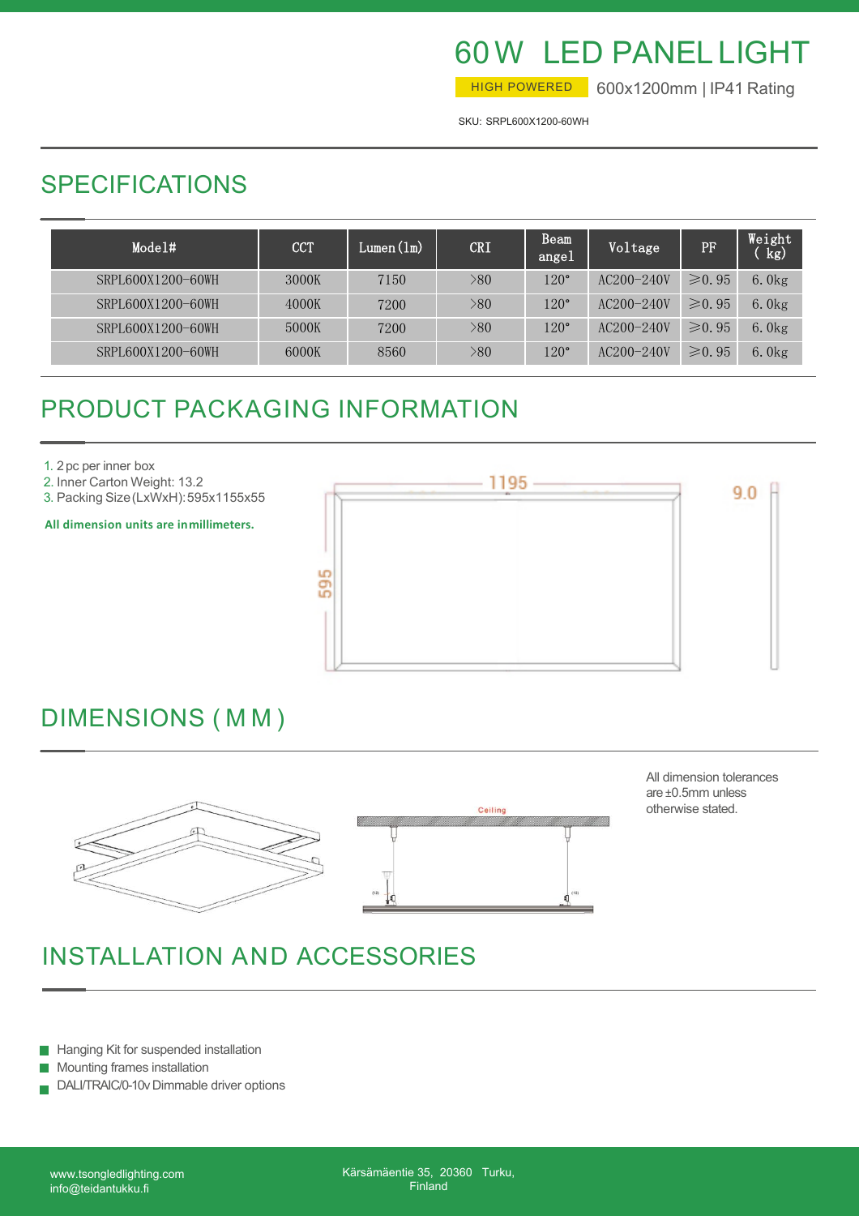# 60 W LED PANEL LIGHT

HIGH POWERED 600x1200mm | IP41 Rating

SKU: SRPL600X1200-60WH

## SPECIFICATIONS

| Model# | CCT | Lumen (lm) | CRI | Beam angel | Voltage | PF | Weight ( kg) |
|---|---|---|---|---|---|---|---|
| SRPL600X1200-60WH | 3000K | 7150 | >80 | 120° | AC200-240V | ≥0.95 | 6.0kg |
| SRPL600X1200-60WH | 4000K | 7200 | >80 | 120° | AC200-240V | ≥0.95 | 6.0kg |
| SRPL600X1200-60WH | 5000K | 7200 | >80 | 120° | AC200-240V | ≥0.95 | 6.0kg |
| SRPL600X1200-60WH | 6000K | 8560 | >80 | 120° | AC200-240V | ≥0.95 | 6.0kg |

## PRODUCT PACKAGING INFORMATION

1. 2 pc per inner box
2. Inner Carton Weight: 13.2
3. Packing Size (LxWxH): 595x1155x55

**All dimension units are in millimeters.**

1195

595

9.0

## DIMENSIONS ( M M )

Ceiling

All dimension tolerances are ±0.5mm unless otherwise stated.

## INSTALLATION AND ACCESSORIES

- Hanging Kit for suspended installation
- Mounting frames installation
- DALI/TRAIC/0-10v Dimmable driver options

www.tsongledlighting.com
info@teidantukku.fi

Kärsämäentie 35, 20360 Turku, Finland